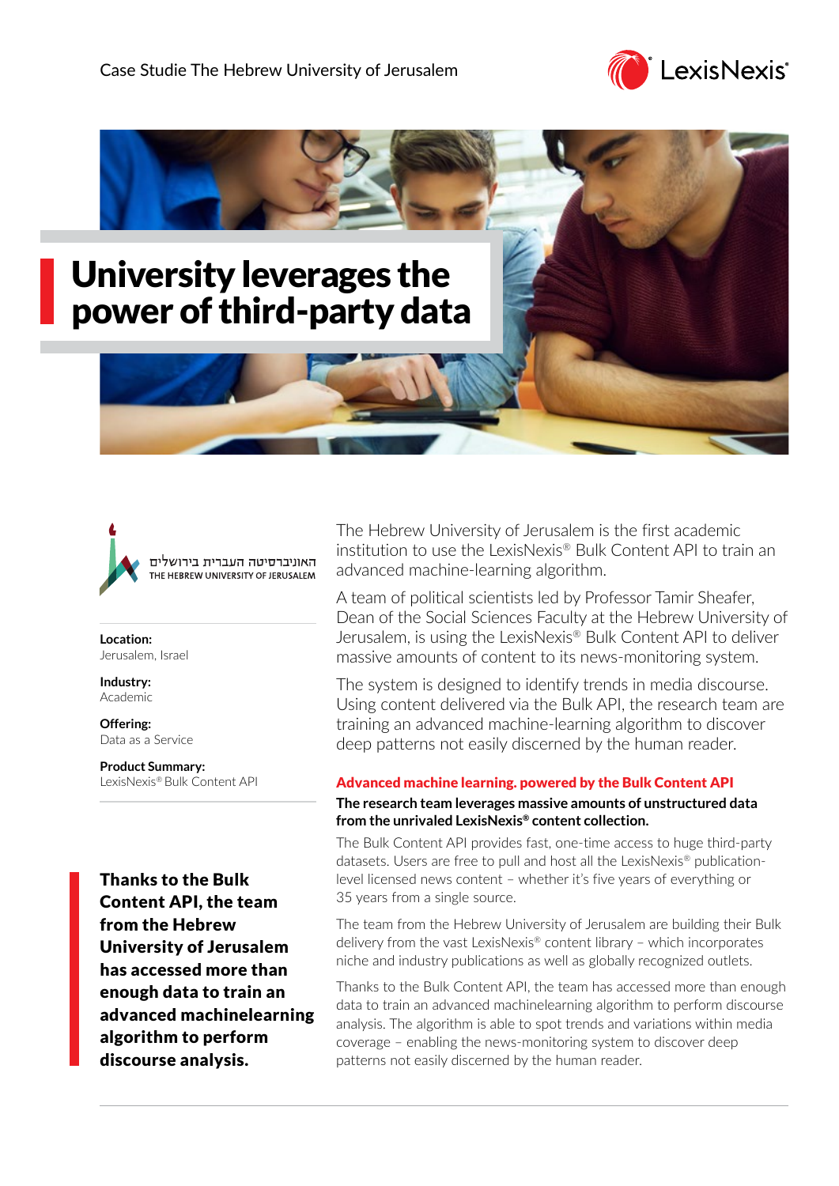Case Studie The Hebrew University of Jerusalem

# University leverages the power of third-party data

האוניברסיטה העברית בירושלים
THE HEBREW UNIVERSITY OF JERUSALEM

**Location:**
Jerusalem, Israel

**Industry:**
Academic

**Offering:**
Data as a Service

**Product Summary:**
LexisNexis® Bulk Content API

**Thanks to the Bulk Content API, the team from the Hebrew University of Jerusalem has accessed more than enough data to train an advanced machinelearning algorithm to perform discourse analysis.**

The Hebrew University of Jerusalem is the first academic institution to use the LexisNexis® Bulk Content API to train an advanced machine-learning algorithm.

A team of political scientists led by Professor Tamir Sheafer, Dean of the Social Sciences Faculty at the Hebrew University of Jerusalem, is using the LexisNexis® Bulk Content API to deliver massive amounts of content to its news-monitoring system.

The system is designed to identify trends in media discourse. Using content delivered via the Bulk API, the research team are training an advanced machine-learning algorithm to discover deep patterns not easily discerned by the human reader.

## Advanced machine learning. powered by the Bulk Content API

**The research team leverages massive amounts of unstructured data from the unrivaled LexisNexis® content collection.**

The Bulk Content API provides fast, one-time access to huge third-party datasets. Users are free to pull and host all the LexisNexis® publication-level licensed news content – whether it's five years of everything or 35 years from a single source.

The team from the Hebrew University of Jerusalem are building their Bulk delivery from the vast LexisNexis® content library – which incorporates niche and industry publications as well as globally recognized outlets.

Thanks to the Bulk Content API, the team has accessed more than enough data to train an advanced machinelearning algorithm to perform discourse analysis. The algorithm is able to spot trends and variations within media coverage – enabling the news-monitoring system to discover deep patterns not easily discerned by the human reader.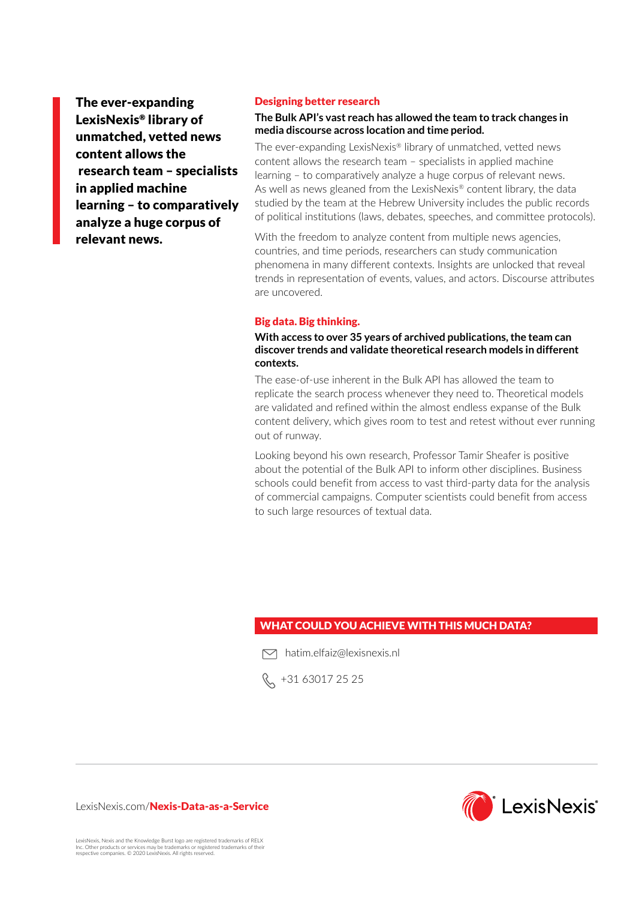**The ever-expanding LexisNexis® library of unmatched, vetted news content allows the research team – specialists in applied machine learning – to comparatively analyze a huge corpus of relevant news.**

## Designing better research

**The Bulk API's vast reach has allowed the team to track changes in media discourse across location and time period.**

The ever-expanding LexisNexis® library of unmatched, vetted news content allows the research team – specialists in applied machine learning – to comparatively analyze a huge corpus of relevant news. As well as news gleaned from the LexisNexis® content library, the data studied by the team at the Hebrew University includes the public records of political institutions (laws, debates, speeches, and committee protocols).

With the freedom to analyze content from multiple news agencies, countries, and time periods, researchers can study communication phenomena in many different contexts. Insights are unlocked that reveal trends in representation of events, values, and actors. Discourse attributes are uncovered.

## Big data. Big thinking.

**With access to over 35 years of archived publications, the team can discover trends and validate theoretical research models in different contexts.**

The ease-of-use inherent in the Bulk API has allowed the team to replicate the search process whenever they need to. Theoretical models are validated and refined within the almost endless expanse of the Bulk content delivery, which gives room to test and retest without ever running out of runway.

Looking beyond his own research, Professor Tamir Sheafer is positive about the potential of the Bulk API to inform other disciplines. Business schools could benefit from access to vast third-party data for the analysis of commercial campaigns. Computer scientists could benefit from access to such large resources of textual data.

## WHAT COULD YOU ACHIEVE WITH THIS MUCH DATA?

hatim.elfaiz@lexisnexis.nl

+31 63017 25 25

LexisNexis.com/**Nexis-Data-as-a-Service**

LexisNexis®

LexisNexis, Nexis and the Knowledge Burst logo are registered trademarks of RELX Inc. Other products or services may be trademarks or registered trademarks of their respective companies. © 2020 LexisNexis. All rights reserved.